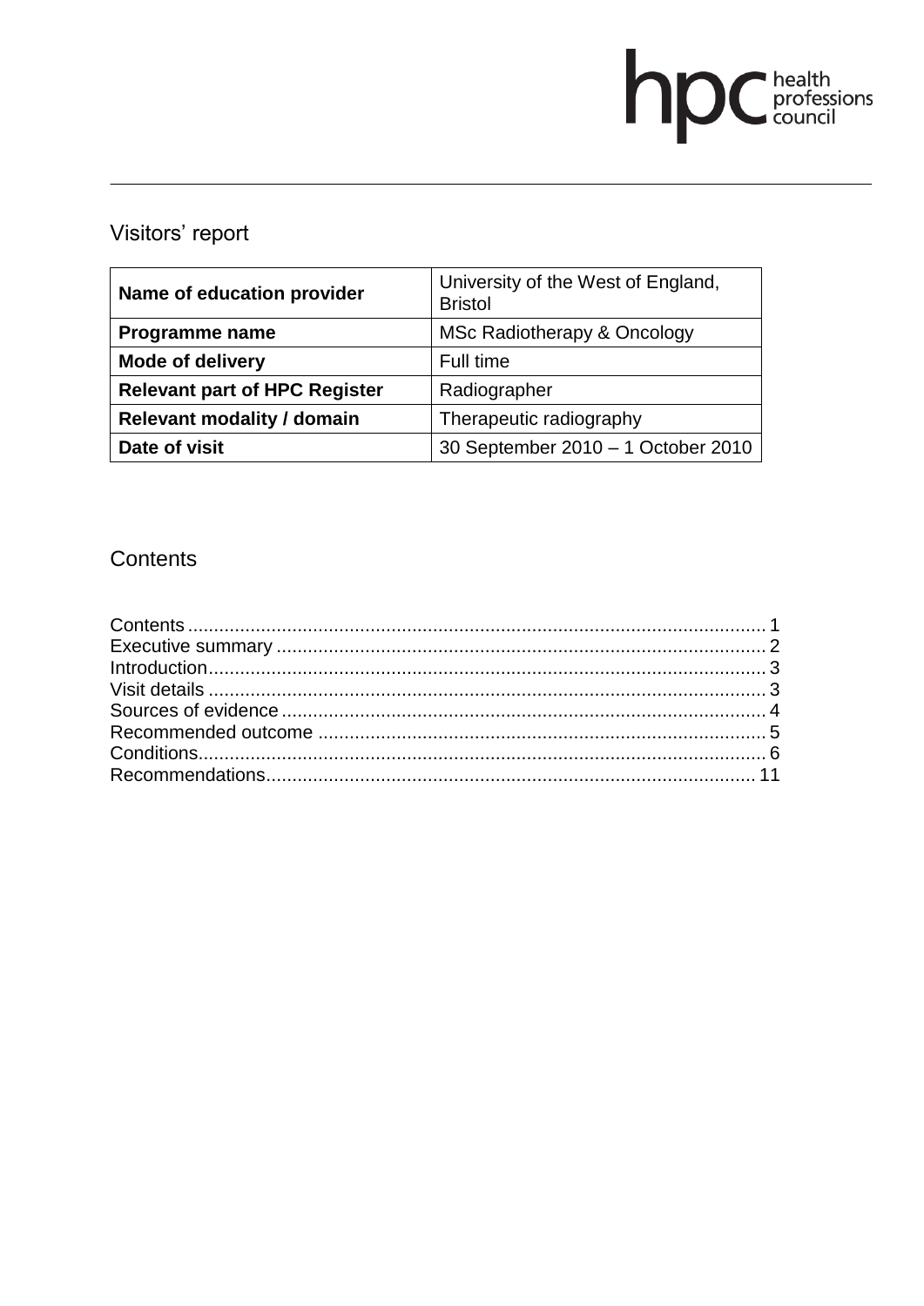hpc health professions council

# Visitors' report

| Name of education provider | University of the West of England, Bristol |
|---|---|
| **Programme name** | MSc Radiotherapy & Oncology |
| **Mode of delivery** | Full time |
| **Relevant part of HPC Register** | Radiographer |
| **Relevant modality / domain** | Therapeutic radiography |
| **Date of visit** | 30 September 2010 – 1 October 2010 |

## Contents

Contents .......... 1
Executive summary .......... 2
Introduction .......... 3
Visit details .......... 3
Sources of evidence .......... 4
Recommended outcome .......... 5
Conditions .......... 6
Recommendations .......... 11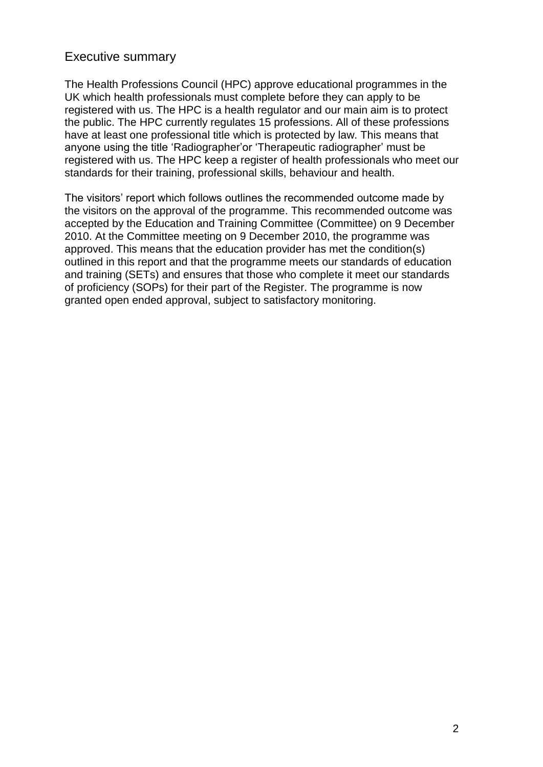## Executive summary

The Health Professions Council (HPC) approve educational programmes in the UK which health professionals must complete before they can apply to be registered with us. The HPC is a health regulator and our main aim is to protect the public. The HPC currently regulates 15 professions. All of these professions have at least one professional title which is protected by law. This means that anyone using the title 'Radiographer'or 'Therapeutic radiographer' must be registered with us. The HPC keep a register of health professionals who meet our standards for their training, professional skills, behaviour and health.

The visitors' report which follows outlines the recommended outcome made by the visitors on the approval of the programme. This recommended outcome was accepted by the Education and Training Committee (Committee) on 9 December 2010. At the Committee meeting on 9 December 2010, the programme was approved. This means that the education provider has met the condition(s) outlined in this report and that the programme meets our standards of education and training (SETs) and ensures that those who complete it meet our standards of proficiency (SOPs) for their part of the Register. The programme is now granted open ended approval, subject to satisfactory monitoring.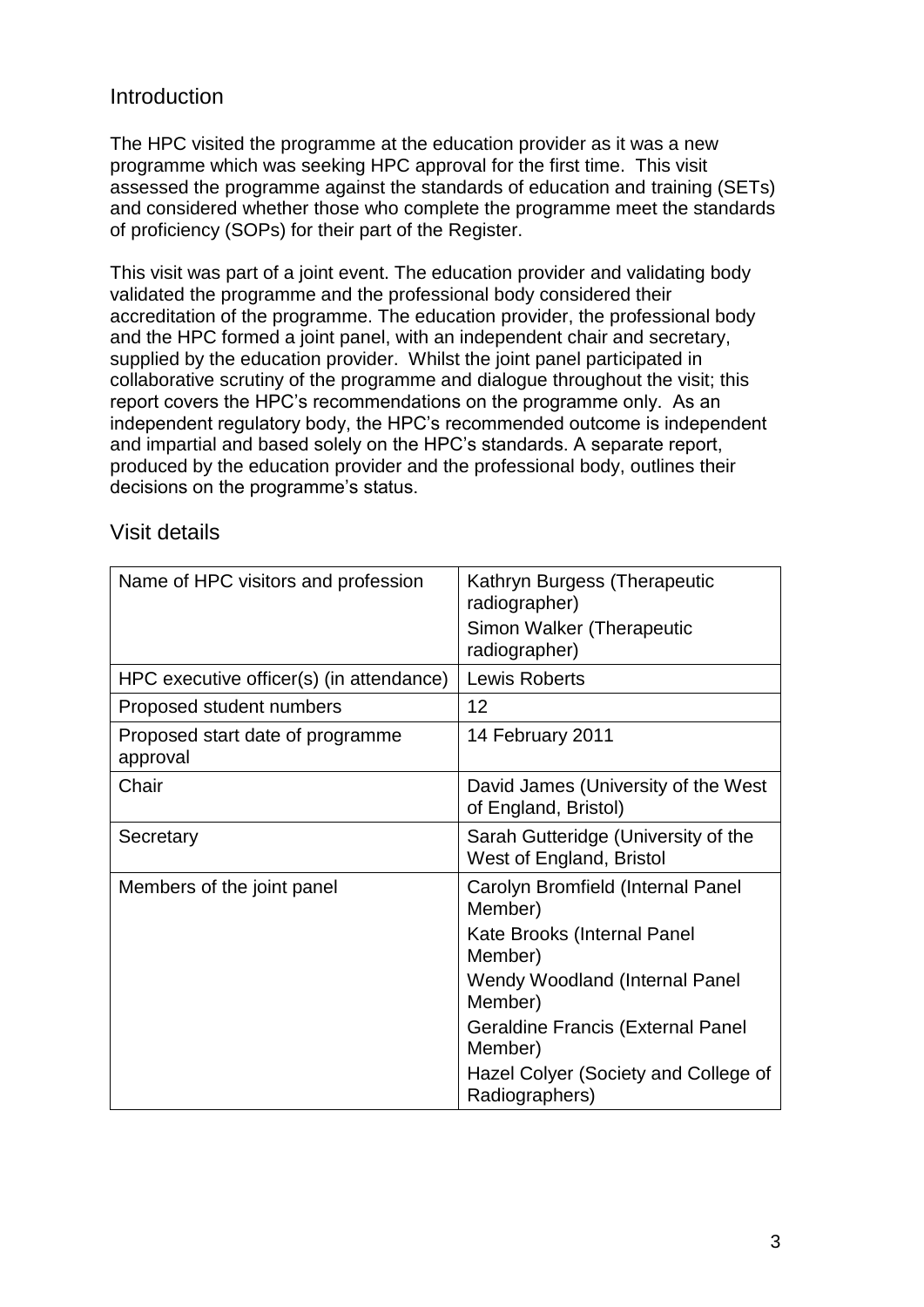## Introduction

The HPC visited the programme at the education provider as it was a new programme which was seeking HPC approval for the first time. This visit assessed the programme against the standards of education and training (SETs) and considered whether those who complete the programme meet the standards of proficiency (SOPs) for their part of the Register.

This visit was part of a joint event. The education provider and validating body validated the programme and the professional body considered their accreditation of the programme. The education provider, the professional body and the HPC formed a joint panel, with an independent chair and secretary, supplied by the education provider. Whilst the joint panel participated in collaborative scrutiny of the programme and dialogue throughout the visit; this report covers the HPC's recommendations on the programme only. As an independent regulatory body, the HPC's recommended outcome is independent and impartial and based solely on the HPC's standards. A separate report, produced by the education provider and the professional body, outlines their decisions on the programme's status.

## Visit details

| | |
|---|---|
| Name of HPC visitors and profession | Kathryn Burgess (Therapeutic radiographer)<br>Simon Walker (Therapeutic radiographer) |
| HPC executive officer(s) (in attendance) | Lewis Roberts |
| Proposed student numbers | 12 |
| Proposed start date of programme approval | 14 February 2011 |
| Chair | David James (University of the West of England, Bristol) |
| Secretary | Sarah Gutteridge (University of the West of England, Bristol |
| Members of the joint panel | Carolyn Bromfield (Internal Panel Member)<br>Kate Brooks (Internal Panel Member)<br>Wendy Woodland (Internal Panel Member)<br>Geraldine Francis (External Panel Member)<br>Hazel Colyer (Society and College of Radiographers) |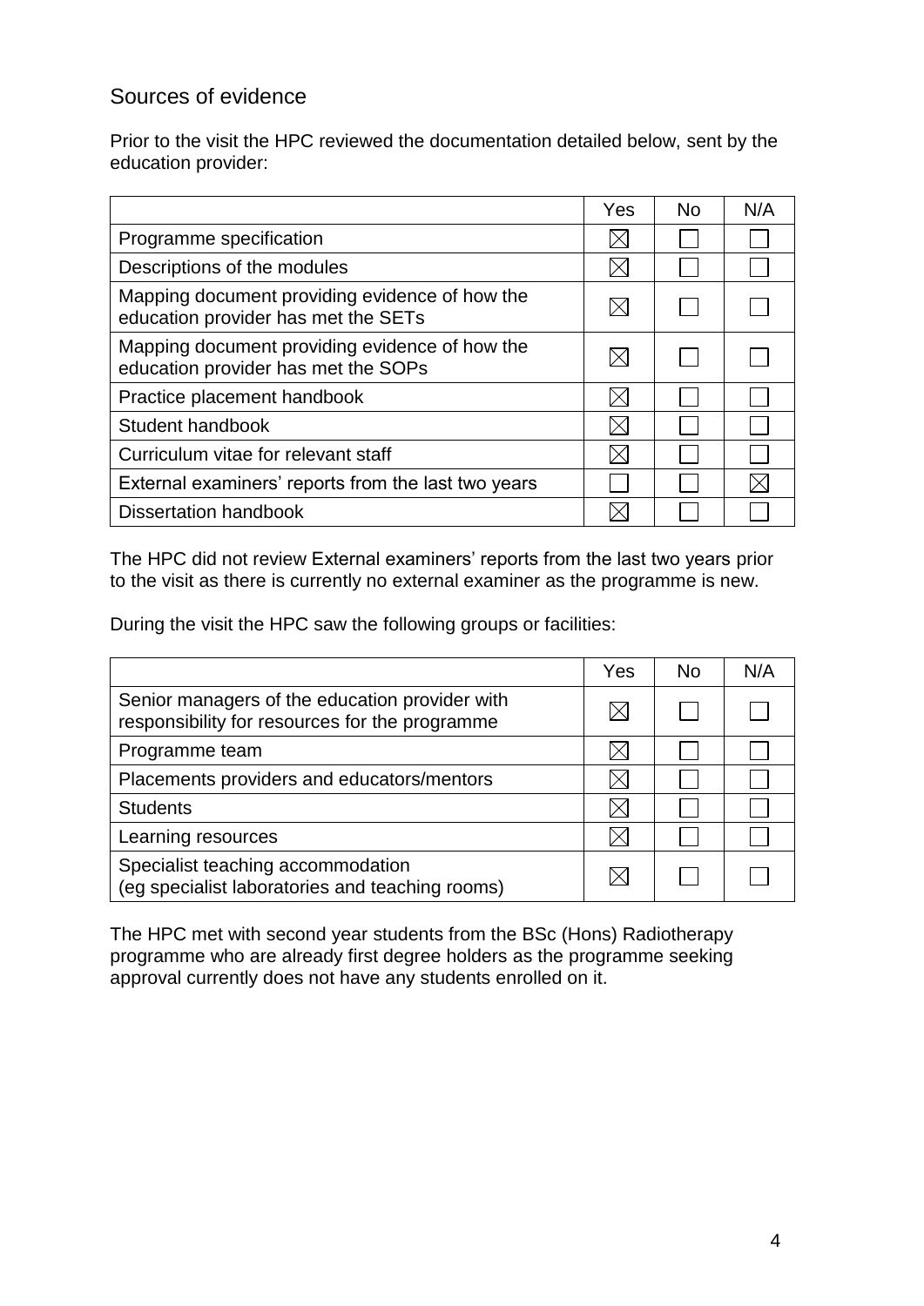## Sources of evidence

Prior to the visit the HPC reviewed the documentation detailed below, sent by the education provider:

| | Yes | No | N/A |
|---|---|---|---|
| Programme specification | ☒ | ☐ | ☐ |
| Descriptions of the modules | ☒ | ☐ | ☐ |
| Mapping document providing evidence of how the education provider has met the SETs | ☒ | ☐ | ☐ |
| Mapping document providing evidence of how the education provider has met the SOPs | ☒ | ☐ | ☐ |
| Practice placement handbook | ☒ | ☐ | ☐ |
| Student handbook | ☒ | ☐ | ☐ |
| Curriculum vitae for relevant staff | ☒ | ☐ | ☐ |
| External examiners' reports from the last two years | ☐ | ☐ | ☒ |
| Dissertation handbook | ☒ | ☐ | ☐ |

The HPC did not review External examiners' reports from the last two years prior to the visit as there is currently no external examiner as the programme is new.

During the visit the HPC saw the following groups or facilities:

| | Yes | No | N/A |
|---|---|---|---|
| Senior managers of the education provider with responsibility for resources for the programme | ☒ | ☐ | ☐ |
| Programme team | ☒ | ☐ | ☐ |
| Placements providers and educators/mentors | ☒ | ☐ | ☐ |
| Students | ☒ | ☐ | ☐ |
| Learning resources | ☒ | ☐ | ☐ |
| Specialist teaching accommodation (eg specialist laboratories and teaching rooms) | ☒ | ☐ | ☐ |

The HPC met with second year students from the BSc (Hons) Radiotherapy programme who are already first degree holders as the programme seeking approval currently does not have any students enrolled on it.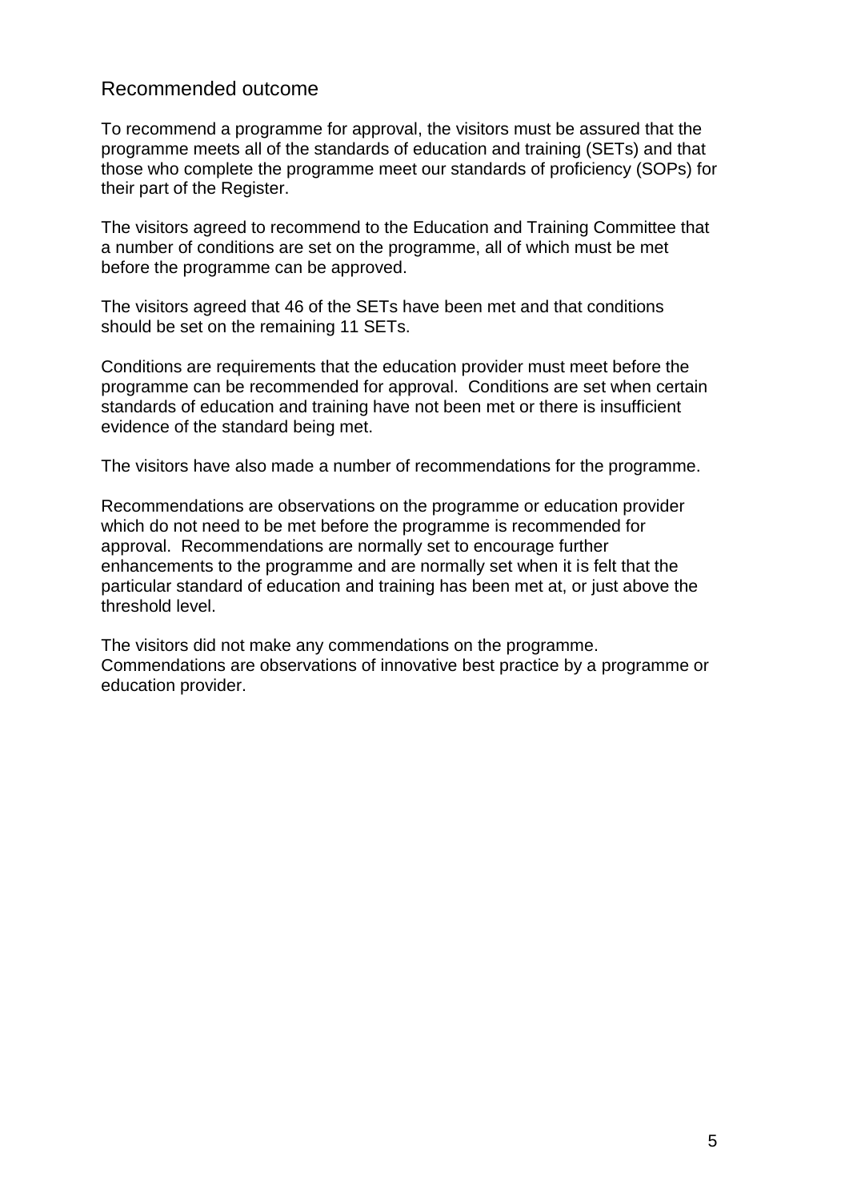## Recommended outcome

To recommend a programme for approval, the visitors must be assured that the programme meets all of the standards of education and training (SETs) and that those who complete the programme meet our standards of proficiency (SOPs) for their part of the Register.

The visitors agreed to recommend to the Education and Training Committee that a number of conditions are set on the programme, all of which must be met before the programme can be approved.

The visitors agreed that 46 of the SETs have been met and that conditions should be set on the remaining 11 SETs.

Conditions are requirements that the education provider must meet before the programme can be recommended for approval. Conditions are set when certain standards of education and training have not been met or there is insufficient evidence of the standard being met.

The visitors have also made a number of recommendations for the programme.

Recommendations are observations on the programme or education provider which do not need to be met before the programme is recommended for approval. Recommendations are normally set to encourage further enhancements to the programme and are normally set when it is felt that the particular standard of education and training has been met at, or just above the threshold level.

The visitors did not make any commendations on the programme. Commendations are observations of innovative best practice by a programme or education provider.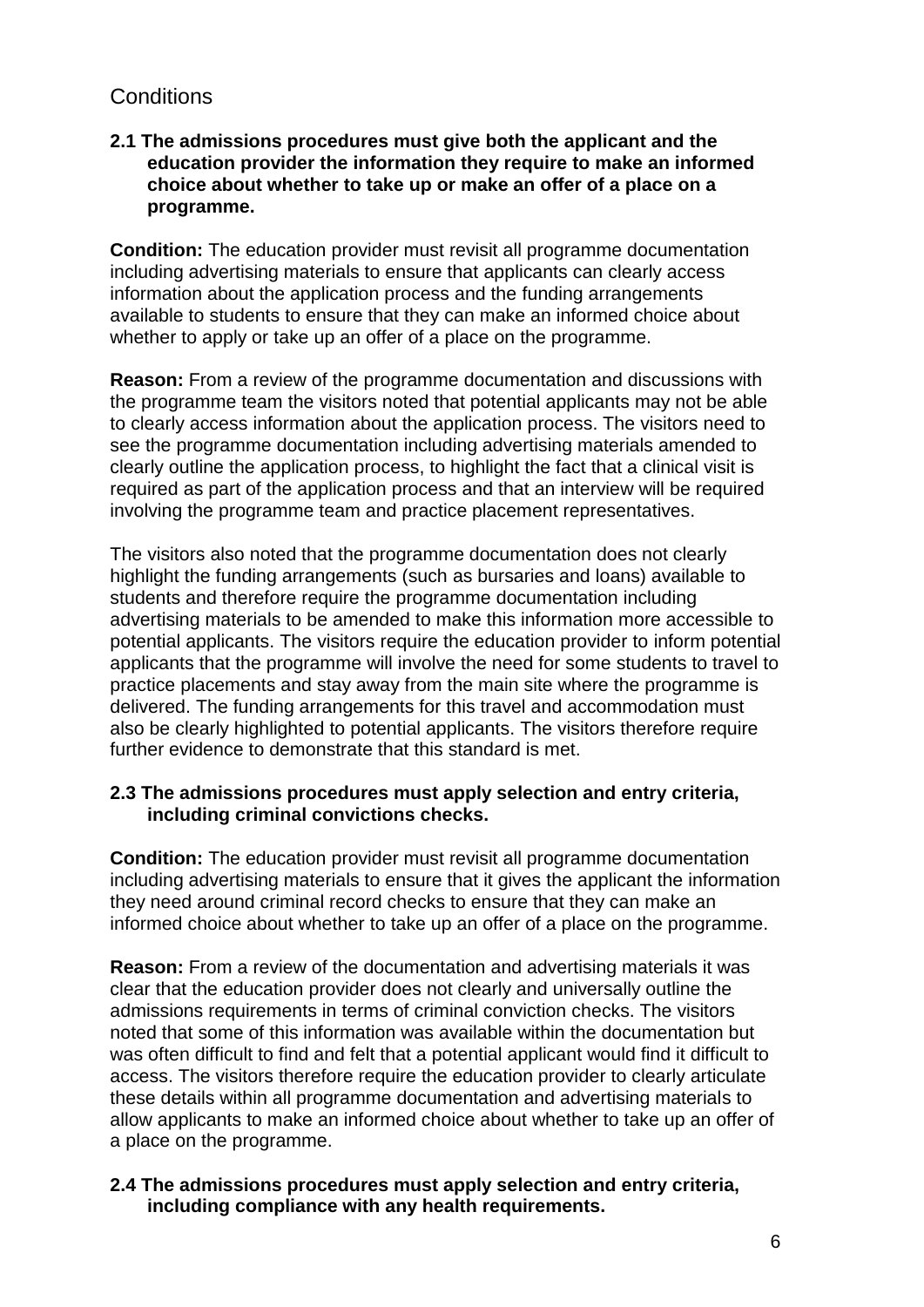## Conditions

**2.1 The admissions procedures must give both the applicant and the education provider the information they require to make an informed choice about whether to take up or make an offer of a place on a programme.**

**Condition:** The education provider must revisit all programme documentation including advertising materials to ensure that applicants can clearly access information about the application process and the funding arrangements available to students to ensure that they can make an informed choice about whether to apply or take up an offer of a place on the programme.

**Reason:** From a review of the programme documentation and discussions with the programme team the visitors noted that potential applicants may not be able to clearly access information about the application process. The visitors need to see the programme documentation including advertising materials amended to clearly outline the application process, to highlight the fact that a clinical visit is required as part of the application process and that an interview will be required involving the programme team and practice placement representatives.

The visitors also noted that the programme documentation does not clearly highlight the funding arrangements (such as bursaries and loans) available to students and therefore require the programme documentation including advertising materials to be amended to make this information more accessible to potential applicants. The visitors require the education provider to inform potential applicants that the programme will involve the need for some students to travel to practice placements and stay away from the main site where the programme is delivered. The funding arrangements for this travel and accommodation must also be clearly highlighted to potential applicants. The visitors therefore require further evidence to demonstrate that this standard is met.

**2.3 The admissions procedures must apply selection and entry criteria, including criminal convictions checks.**

**Condition:** The education provider must revisit all programme documentation including advertising materials to ensure that it gives the applicant the information they need around criminal record checks to ensure that they can make an informed choice about whether to take up an offer of a place on the programme.

**Reason:** From a review of the documentation and advertising materials it was clear that the education provider does not clearly and universally outline the admissions requirements in terms of criminal conviction checks. The visitors noted that some of this information was available within the documentation but was often difficult to find and felt that a potential applicant would find it difficult to access. The visitors therefore require the education provider to clearly articulate these details within all programme documentation and advertising materials to allow applicants to make an informed choice about whether to take up an offer of a place on the programme.

**2.4 The admissions procedures must apply selection and entry criteria, including compliance with any health requirements.**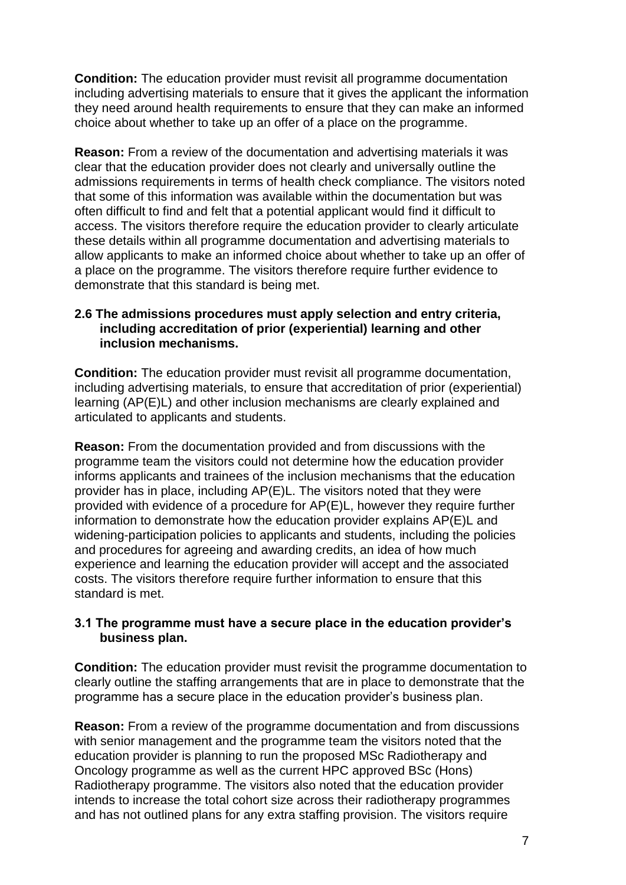**Condition:** The education provider must revisit all programme documentation including advertising materials to ensure that it gives the applicant the information they need around health requirements to ensure that they can make an informed choice about whether to take up an offer of a place on the programme.

**Reason:** From a review of the documentation and advertising materials it was clear that the education provider does not clearly and universally outline the admissions requirements in terms of health check compliance. The visitors noted that some of this information was available within the documentation but was often difficult to find and felt that a potential applicant would find it difficult to access. The visitors therefore require the education provider to clearly articulate these details within all programme documentation and advertising materials to allow applicants to make an informed choice about whether to take up an offer of a place on the programme. The visitors therefore require further evidence to demonstrate that this standard is being met.

**2.6 The admissions procedures must apply selection and entry criteria, including accreditation of prior (experiential) learning and other inclusion mechanisms.**

**Condition:** The education provider must revisit all programme documentation, including advertising materials, to ensure that accreditation of prior (experiential) learning (AP(E)L) and other inclusion mechanisms are clearly explained and articulated to applicants and students.

**Reason:** From the documentation provided and from discussions with the programme team the visitors could not determine how the education provider informs applicants and trainees of the inclusion mechanisms that the education provider has in place, including AP(E)L. The visitors noted that they were provided with evidence of a procedure for AP(E)L, however they require further information to demonstrate how the education provider explains AP(E)L and widening-participation policies to applicants and students, including the policies and procedures for agreeing and awarding credits, an idea of how much experience and learning the education provider will accept and the associated costs. The visitors therefore require further information to ensure that this standard is met.

**3.1 The programme must have a secure place in the education provider's business plan.**

**Condition:** The education provider must revisit the programme documentation to clearly outline the staffing arrangements that are in place to demonstrate that the programme has a secure place in the education provider's business plan.

**Reason:** From a review of the programme documentation and from discussions with senior management and the programme team the visitors noted that the education provider is planning to run the proposed MSc Radiotherapy and Oncology programme as well as the current HPC approved BSc (Hons) Radiotherapy programme. The visitors also noted that the education provider intends to increase the total cohort size across their radiotherapy programmes and has not outlined plans for any extra staffing provision. The visitors require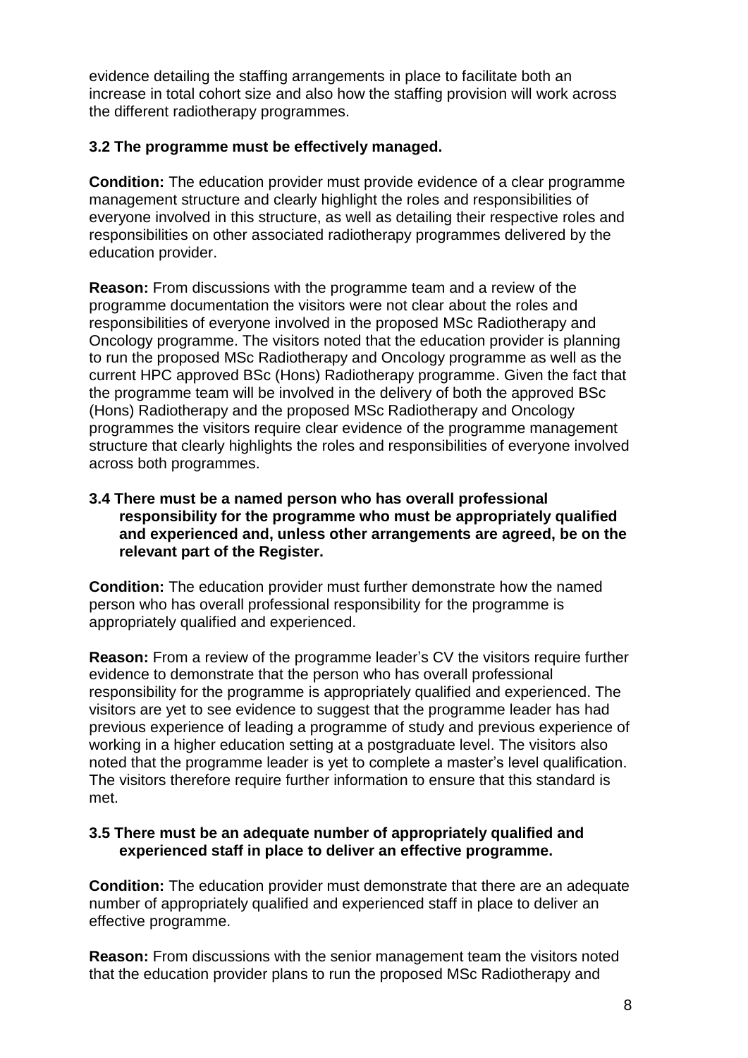evidence detailing the staffing arrangements in place to facilitate both an increase in total cohort size and also how the staffing provision will work across the different radiotherapy programmes.

**3.2 The programme must be effectively managed.**

**Condition:** The education provider must provide evidence of a clear programme management structure and clearly highlight the roles and responsibilities of everyone involved in this structure, as well as detailing their respective roles and responsibilities on other associated radiotherapy programmes delivered by the education provider.

**Reason:** From discussions with the programme team and a review of the programme documentation the visitors were not clear about the roles and responsibilities of everyone involved in the proposed MSc Radiotherapy and Oncology programme. The visitors noted that the education provider is planning to run the proposed MSc Radiotherapy and Oncology programme as well as the current HPC approved BSc (Hons) Radiotherapy programme. Given the fact that the programme team will be involved in the delivery of both the approved BSc (Hons) Radiotherapy and the proposed MSc Radiotherapy and Oncology programmes the visitors require clear evidence of the programme management structure that clearly highlights the roles and responsibilities of everyone involved across both programmes.

**3.4 There must be a named person who has overall professional responsibility for the programme who must be appropriately qualified and experienced and, unless other arrangements are agreed, be on the relevant part of the Register.**

**Condition:** The education provider must further demonstrate how the named person who has overall professional responsibility for the programme is appropriately qualified and experienced.

**Reason:** From a review of the programme leader's CV the visitors require further evidence to demonstrate that the person who has overall professional responsibility for the programme is appropriately qualified and experienced. The visitors are yet to see evidence to suggest that the programme leader has had previous experience of leading a programme of study and previous experience of working in a higher education setting at a postgraduate level. The visitors also noted that the programme leader is yet to complete a master's level qualification. The visitors therefore require further information to ensure that this standard is met.

**3.5 There must be an adequate number of appropriately qualified and experienced staff in place to deliver an effective programme.**

**Condition:** The education provider must demonstrate that there are an adequate number of appropriately qualified and experienced staff in place to deliver an effective programme.

**Reason:** From discussions with the senior management team the visitors noted that the education provider plans to run the proposed MSc Radiotherapy and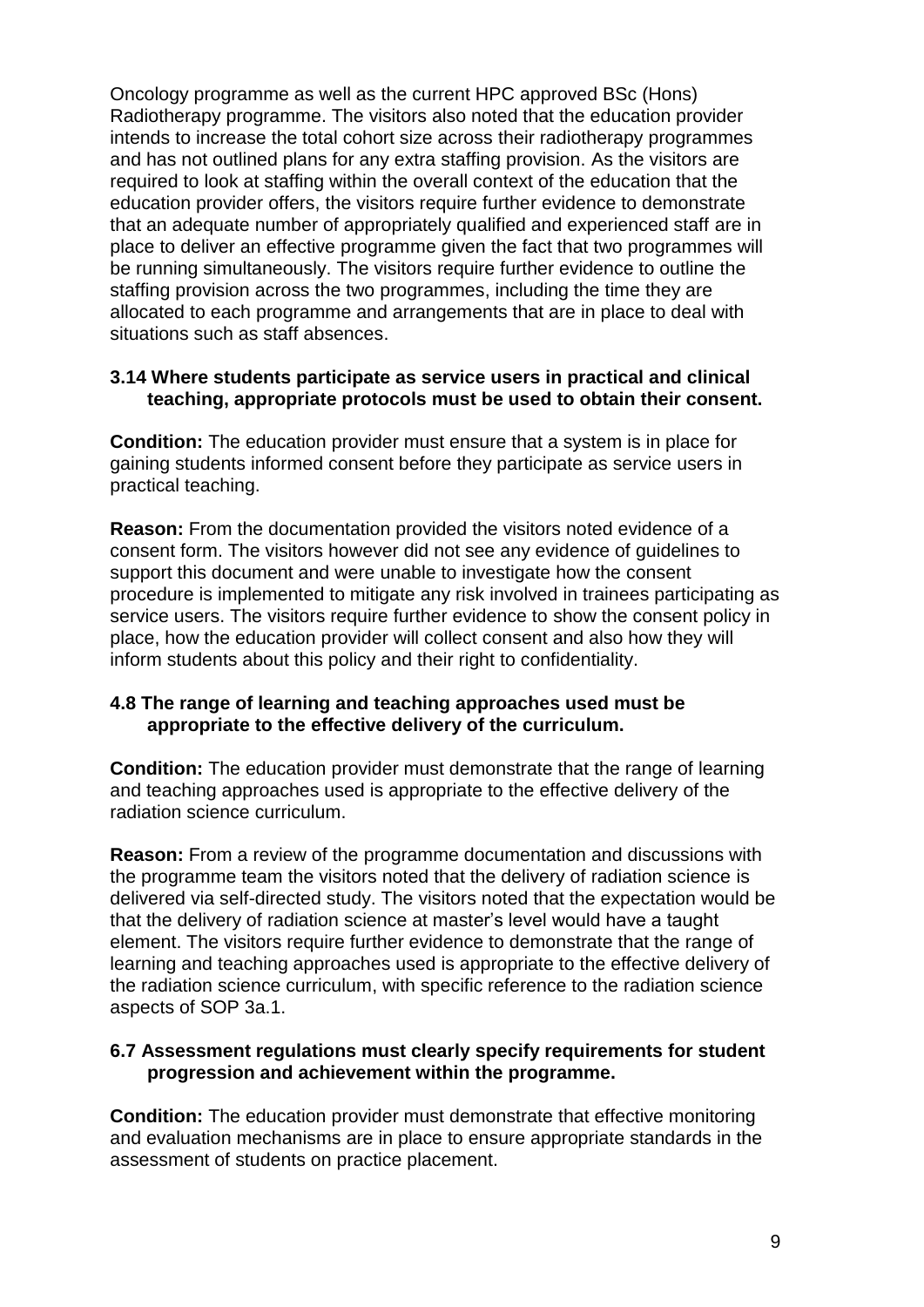Oncology programme as well as the current HPC approved BSc (Hons) Radiotherapy programme. The visitors also noted that the education provider intends to increase the total cohort size across their radiotherapy programmes and has not outlined plans for any extra staffing provision. As the visitors are required to look at staffing within the overall context of the education that the education provider offers, the visitors require further evidence to demonstrate that an adequate number of appropriately qualified and experienced staff are in place to deliver an effective programme given the fact that two programmes will be running simultaneously. The visitors require further evidence to outline the staffing provision across the two programmes, including the time they are allocated to each programme and arrangements that are in place to deal with situations such as staff absences.

**3.14 Where students participate as service users in practical and clinical teaching, appropriate protocols must be used to obtain their consent.**

**Condition:** The education provider must ensure that a system is in place for gaining students informed consent before they participate as service users in practical teaching.

**Reason:** From the documentation provided the visitors noted evidence of a consent form. The visitors however did not see any evidence of guidelines to support this document and were unable to investigate how the consent procedure is implemented to mitigate any risk involved in trainees participating as service users. The visitors require further evidence to show the consent policy in place, how the education provider will collect consent and also how they will inform students about this policy and their right to confidentiality.

**4.8 The range of learning and teaching approaches used must be appropriate to the effective delivery of the curriculum.**

**Condition:** The education provider must demonstrate that the range of learning and teaching approaches used is appropriate to the effective delivery of the radiation science curriculum.

**Reason:** From a review of the programme documentation and discussions with the programme team the visitors noted that the delivery of radiation science is delivered via self-directed study. The visitors noted that the expectation would be that the delivery of radiation science at master's level would have a taught element. The visitors require further evidence to demonstrate that the range of learning and teaching approaches used is appropriate to the effective delivery of the radiation science curriculum, with specific reference to the radiation science aspects of SOP 3a.1.

**6.7 Assessment regulations must clearly specify requirements for student progression and achievement within the programme.**

**Condition:** The education provider must demonstrate that effective monitoring and evaluation mechanisms are in place to ensure appropriate standards in the assessment of students on practice placement.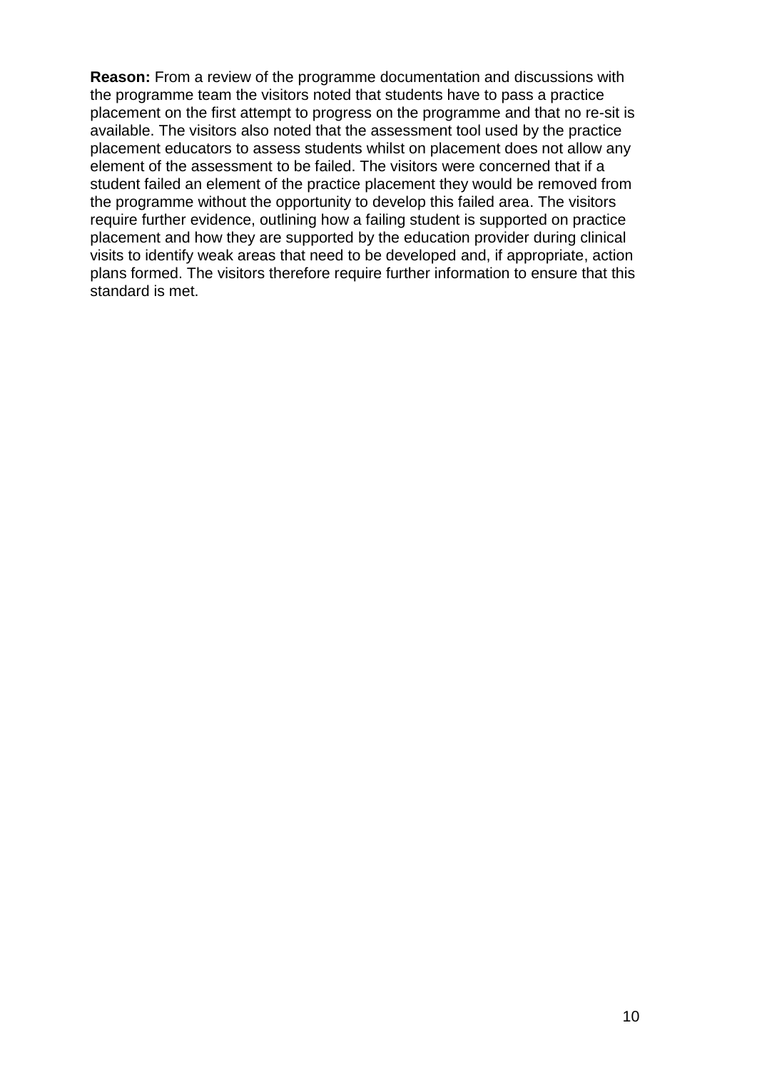**Reason:** From a review of the programme documentation and discussions with the programme team the visitors noted that students have to pass a practice placement on the first attempt to progress on the programme and that no re-sit is available. The visitors also noted that the assessment tool used by the practice placement educators to assess students whilst on placement does not allow any element of the assessment to be failed. The visitors were concerned that if a student failed an element of the practice placement they would be removed from the programme without the opportunity to develop this failed area. The visitors require further evidence, outlining how a failing student is supported on practice placement and how they are supported by the education provider during clinical visits to identify weak areas that need to be developed and, if appropriate, action plans formed. The visitors therefore require further information to ensure that this standard is met.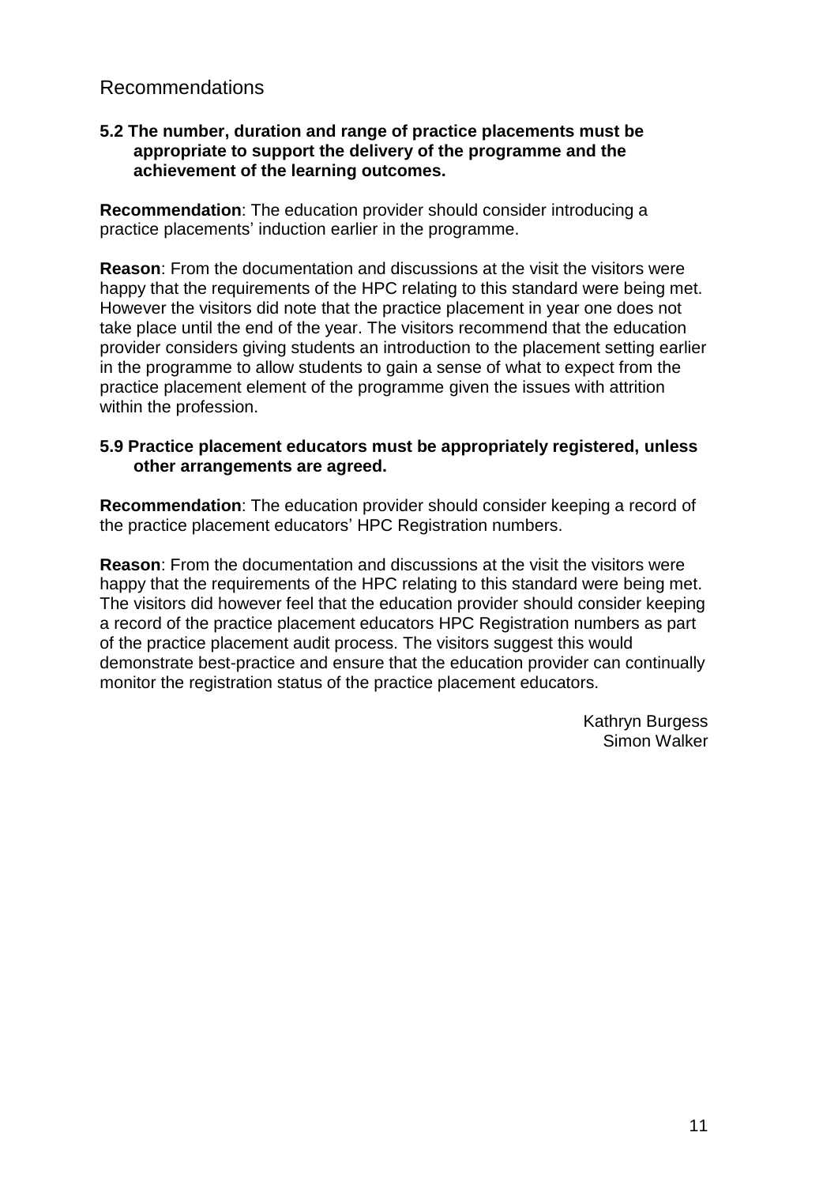## Recommendations

**5.2 The number, duration and range of practice placements must be appropriate to support the delivery of the programme and the achievement of the learning outcomes.**

**Recommendation**: The education provider should consider introducing a practice placements' induction earlier in the programme.

**Reason**: From the documentation and discussions at the visit the visitors were happy that the requirements of the HPC relating to this standard were being met. However the visitors did note that the practice placement in year one does not take place until the end of the year. The visitors recommend that the education provider considers giving students an introduction to the placement setting earlier in the programme to allow students to gain a sense of what to expect from the practice placement element of the programme given the issues with attrition within the profession.

**5.9 Practice placement educators must be appropriately registered, unless other arrangements are agreed.**

**Recommendation**: The education provider should consider keeping a record of the practice placement educators' HPC Registration numbers.

**Reason**: From the documentation and discussions at the visit the visitors were happy that the requirements of the HPC relating to this standard were being met. The visitors did however feel that the education provider should consider keeping a record of the practice placement educators HPC Registration numbers as part of the practice placement audit process. The visitors suggest this would demonstrate best-practice and ensure that the education provider can continually monitor the registration status of the practice placement educators.

Kathryn Burgess
Simon Walker